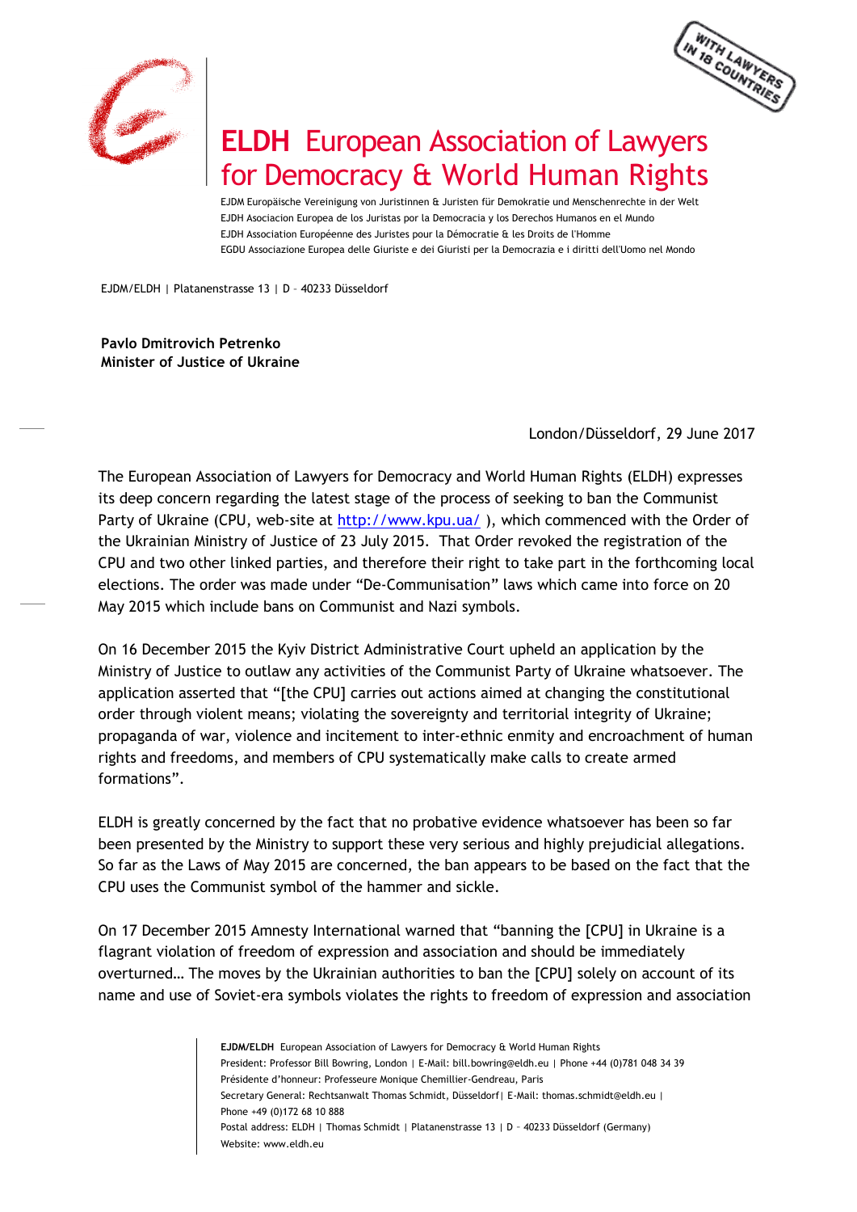# ELDH European Association of Lawyers for Democracy & World Human Rights

EJDM Europäische Vereinigung von Juristinnen & Juristen für Demokratie und Menschenrechte in der Welt
EJDH Asociacion Europea de los Juristas por la Democracia y los Derechos Humanos en el Mundo
EJDH Association Européenne des Juristes pour la Démocratie & les Droits de l'Homme
EGDU Associazione Europea delle Giuriste e dei Giuristi per la Democrazia e i diritti dell'Uomo nel Mondo

WITH LAWYERS IN 18 COUNTRIES

EJDM/ELDH | Platanenstrasse 13 | D – 40233 Düsseldorf

**Pavlo Dmitrovich Petrenko**
**Minister of Justice of Ukraine**

London/Düsseldorf, 29 June 2017

The European Association of Lawyers for Democracy and World Human Rights (ELDH) expresses its deep concern regarding the latest stage of the process of seeking to ban the Communist Party of Ukraine (CPU, web-site at http://www.kpu.ua/ ), which commenced with the Order of the Ukrainian Ministry of Justice of 23 July 2015. That Order revoked the registration of the CPU and two other linked parties, and therefore their right to take part in the forthcoming local elections. The order was made under "De-Communisation" laws which came into force on 20 May 2015 which include bans on Communist and Nazi symbols.

On 16 December 2015 the Kyiv District Administrative Court upheld an application by the Ministry of Justice to outlaw any activities of the Communist Party of Ukraine whatsoever. The application asserted that "[the CPU] carries out actions aimed at changing the constitutional order through violent means; violating the sovereignty and territorial integrity of Ukraine; propaganda of war, violence and incitement to inter-ethnic enmity and encroachment of human rights and freedoms, and members of CPU systematically make calls to create armed formations".

ELDH is greatly concerned by the fact that no probative evidence whatsoever has been so far been presented by the Ministry to support these very serious and highly prejudicial allegations. So far as the Laws of May 2015 are concerned, the ban appears to be based on the fact that the CPU uses the Communist symbol of the hammer and sickle.

On 17 December 2015 Amnesty International warned that "banning the [CPU] in Ukraine is a flagrant violation of freedom of expression and association and should be immediately overturned… The moves by the Ukrainian authorities to ban the [CPU] solely on account of its name and use of Soviet-era symbols violates the rights to freedom of expression and association

**EJDM/ELDH** European Association of Lawyers for Democracy & World Human Rights
President: Professor Bill Bowring, London | E-Mail: bill.bowring@eldh.eu | Phone +44 (0)781 048 34 39
Présidente d'honneur: Professeure Monique Chemillier-Gendreau, Paris
Secretary General: Rechtsanwalt Thomas Schmidt, Düsseldorf| E-Mail: thomas.schmidt@eldh.eu | Phone +49 (0)172 68 10 888
Postal address: ELDH | Thomas Schmidt | Platanenstrasse 13 | D – 40233 Düsseldorf (Germany)
Website: www.eldh.eu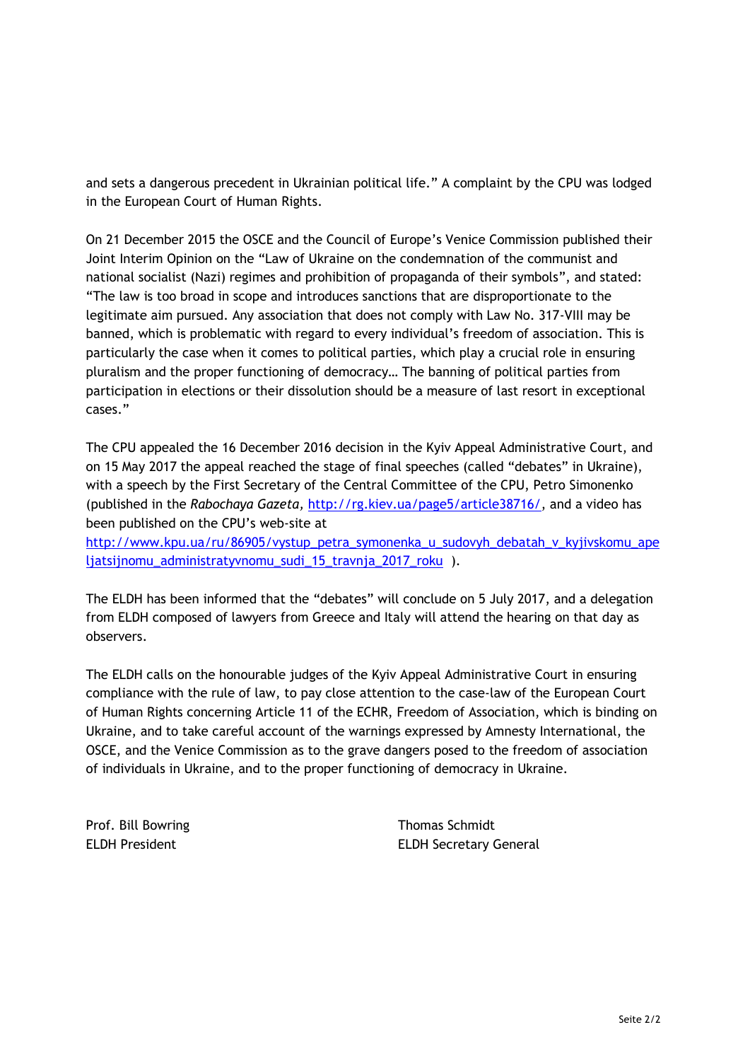and sets a dangerous precedent in Ukrainian political life." A complaint by the CPU was lodged in the European Court of Human Rights.

On 21 December 2015 the OSCE and the Council of Europe's Venice Commission published their Joint Interim Opinion on the "Law of Ukraine on the condemnation of the communist and national socialist (Nazi) regimes and prohibition of propaganda of their symbols", and stated: "The law is too broad in scope and introduces sanctions that are disproportionate to the legitimate aim pursued. Any association that does not comply with Law No. 317-VIII may be banned, which is problematic with regard to every individual's freedom of association. This is particularly the case when it comes to political parties, which play a crucial role in ensuring pluralism and the proper functioning of democracy… The banning of political parties from participation in elections or their dissolution should be a measure of last resort in exceptional cases."

The CPU appealed the 16 December 2016 decision in the Kyiv Appeal Administrative Court, and on 15 May 2017 the appeal reached the stage of final speeches (called "debates" in Ukraine), with a speech by the First Secretary of the Central Committee of the CPU, Petro Simonenko (published in the *Rabochaya Gazeta*, http://rg.kiev.ua/page5/article38716/, and a video has been published on the CPU's web-site at http://www.kpu.ua/ru/86905/vystup_petra_symonenka_u_sudovyh_debatah_v_kyjivskomu_apeljatsijnomu_administratyvnomu_sudi_15_travnja_2017_roku ).

The ELDH has been informed that the "debates" will conclude on 5 July 2017, and a delegation from ELDH composed of lawyers from Greece and Italy will attend the hearing on that day as observers.

The ELDH calls on the honourable judges of the Kyiv Appeal Administrative Court in ensuring compliance with the rule of law, to pay close attention to the case-law of the European Court of Human Rights concerning Article 11 of the ECHR, Freedom of Association, which is binding on Ukraine, and to take careful account of the warnings expressed by Amnesty International, the OSCE, and the Venice Commission as to the grave dangers posed to the freedom of association of individuals in Ukraine, and to the proper functioning of democracy in Ukraine.

Prof. Bill Bowring
ELDH President

Thomas Schmidt
ELDH Secretary General